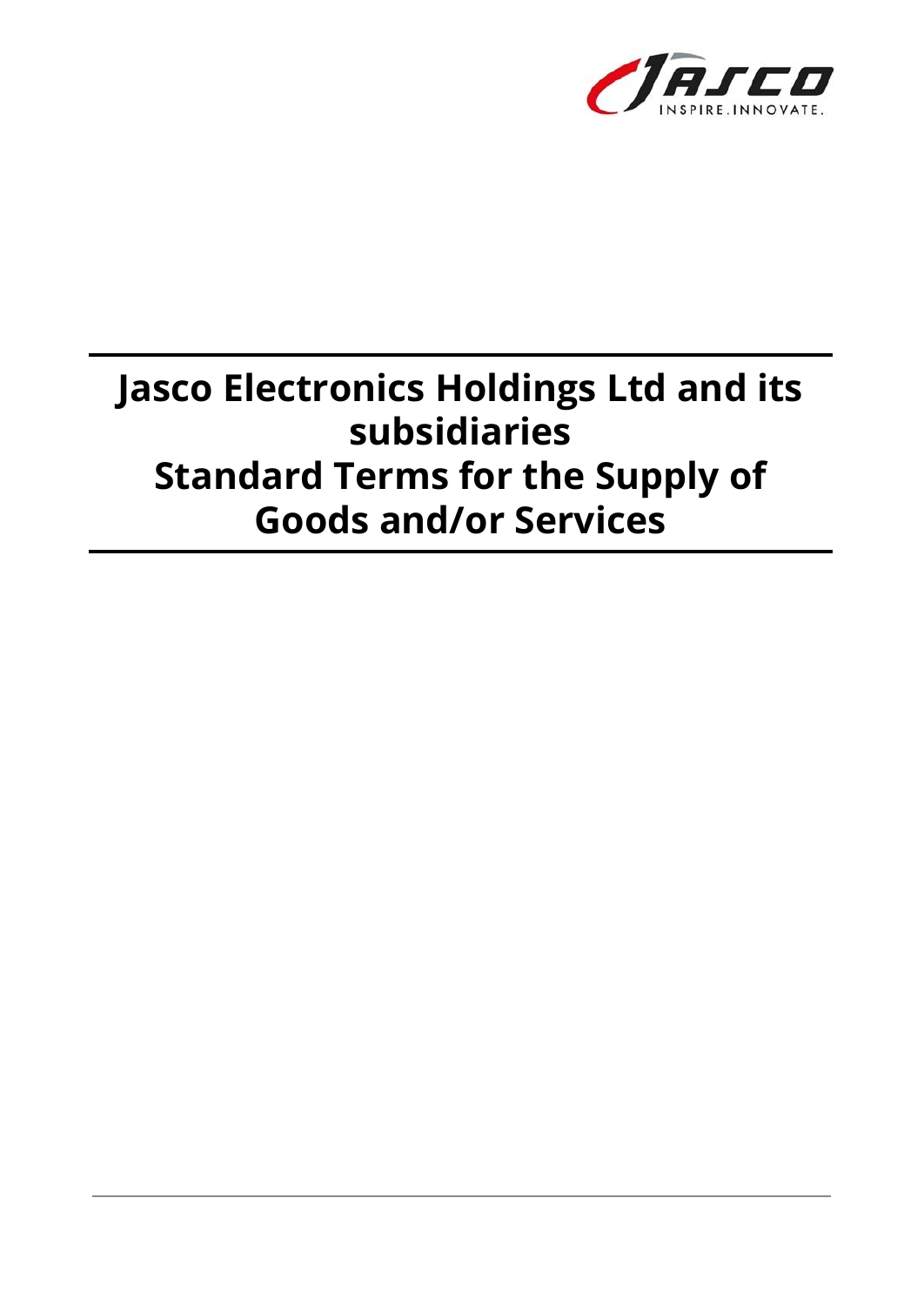# Jasco Electronics Holdings Ltd and its subsidiaries
# Standard Terms for the Supply of Goods and/or Services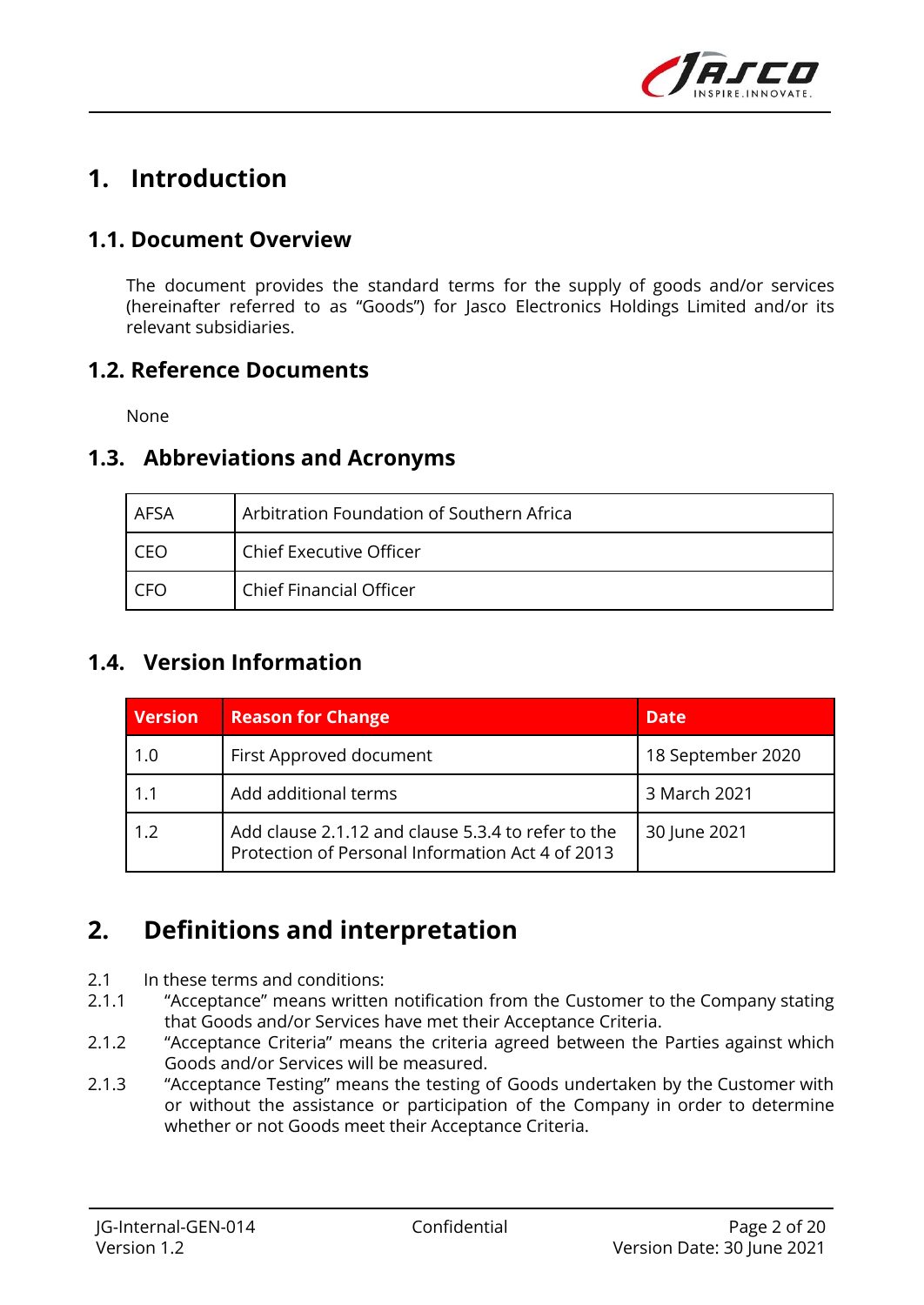# 1. Introduction

## 1.1. Document Overview

The document provides the standard terms for the supply of goods and/or services (hereinafter referred to as "Goods") for Jasco Electronics Holdings Limited and/or its relevant subsidiaries.

## 1.2. Reference Documents

None

## 1.3. Abbreviations and Acronyms

| AFSA | Arbitration Foundation of Southern Africa |
|---|---|
| CEO | Chief Executive Officer |
| CFO | Chief Financial Officer |

## 1.4. Version Information

| Version | Reason for Change | Date |
|---|---|---|
| 1.0 | First Approved document | 18 September 2020 |
| 1.1 | Add additional terms | 3 March 2021 |
| 1.2 | Add clause 2.1.12 and clause 5.3.4 to refer to the Protection of Personal Information Act 4 of 2013 | 30 June 2021 |

# 2. Definitions and interpretation

2.1 In these terms and conditions:

2.1.1 "Acceptance" means written notification from the Customer to the Company stating that Goods and/or Services have met their Acceptance Criteria.

2.1.2 "Acceptance Criteria" means the criteria agreed between the Parties against which Goods and/or Services will be measured.

2.1.3 "Acceptance Testing" means the testing of Goods undertaken by the Customer with or without the assistance or participation of the Company in order to determine whether or not Goods meet their Acceptance Criteria.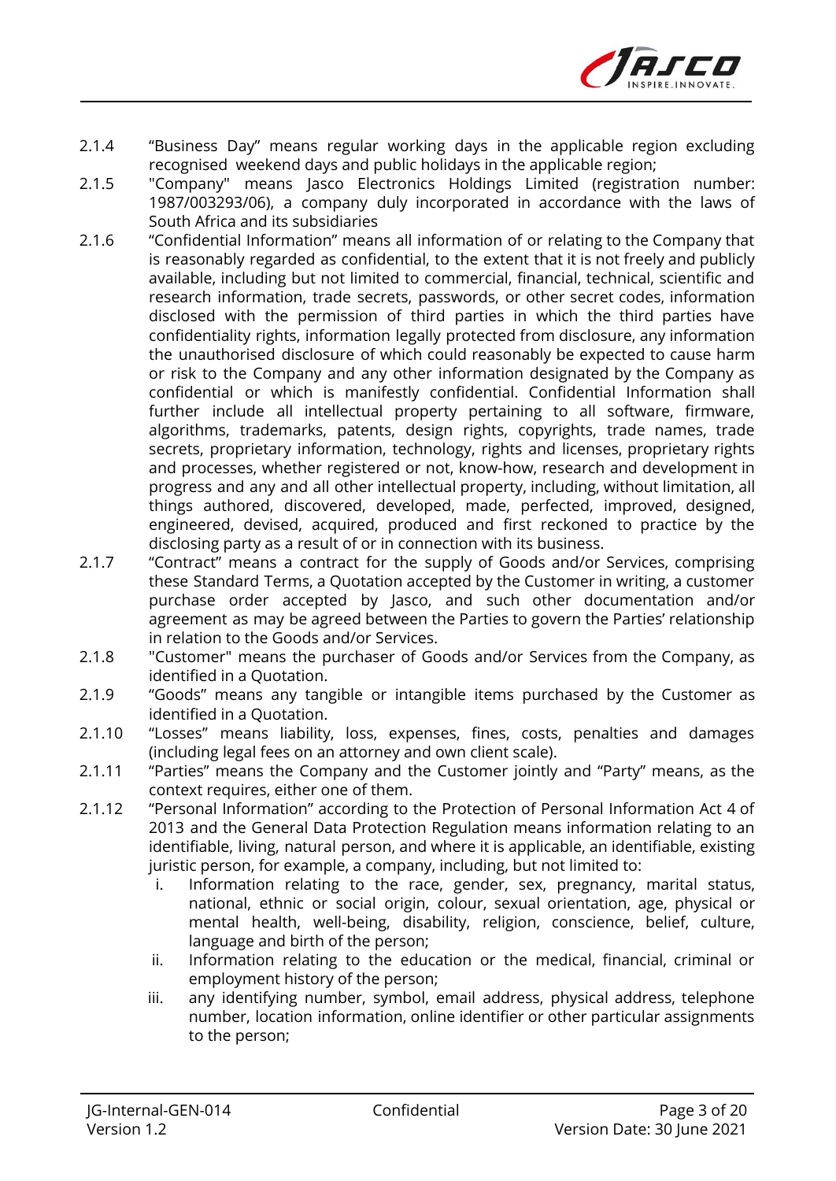2.1.4 "Business Day" means regular working days in the applicable region excluding recognised weekend days and public holidays in the applicable region;

2.1.5 "Company" means Jasco Electronics Holdings Limited (registration number: 1987/003293/06), a company duly incorporated in accordance with the laws of South Africa and its subsidiaries

2.1.6 "Confidential Information" means all information of or relating to the Company that is reasonably regarded as confidential, to the extent that it is not freely and publicly available, including but not limited to commercial, financial, technical, scientific and research information, trade secrets, passwords, or other secret codes, information disclosed with the permission of third parties in which the third parties have confidentiality rights, information legally protected from disclosure, any information the unauthorised disclosure of which could reasonably be expected to cause harm or risk to the Company and any other information designated by the Company as confidential or which is manifestly confidential. Confidential Information shall further include all intellectual property pertaining to all software, firmware, algorithms, trademarks, patents, design rights, copyrights, trade names, trade secrets, proprietary information, technology, rights and licenses, proprietary rights and processes, whether registered or not, know-how, research and development in progress and any and all other intellectual property, including, without limitation, all things authored, discovered, developed, made, perfected, improved, designed, engineered, devised, acquired, produced and first reckoned to practice by the disclosing party as a result of or in connection with its business.

2.1.7 "Contract" means a contract for the supply of Goods and/or Services, comprising these Standard Terms, a Quotation accepted by the Customer in writing, a customer purchase order accepted by Jasco, and such other documentation and/or agreement as may be agreed between the Parties to govern the Parties' relationship in relation to the Goods and/or Services.

2.1.8 "Customer" means the purchaser of Goods and/or Services from the Company, as identified in a Quotation.

2.1.9 "Goods" means any tangible or intangible items purchased by the Customer as identified in a Quotation.

2.1.10 "Losses" means liability, loss, expenses, fines, costs, penalties and damages (including legal fees on an attorney and own client scale).

2.1.11 "Parties" means the Company and the Customer jointly and "Party" means, as the context requires, either one of them.

2.1.12 "Personal Information" according to the Protection of Personal Information Act 4 of 2013 and the General Data Protection Regulation means information relating to an identifiable, living, natural person, and where it is applicable, an identifiable, existing juristic person, for example, a company, including, but not limited to:

i. Information relating to the race, gender, sex, pregnancy, marital status, national, ethnic or social origin, colour, sexual orientation, age, physical or mental health, well-being, disability, religion, conscience, belief, culture, language and birth of the person;

ii. Information relating to the education or the medical, financial, criminal or employment history of the person;

iii. any identifying number, symbol, email address, physical address, telephone number, location information, online identifier or other particular assignments to the person;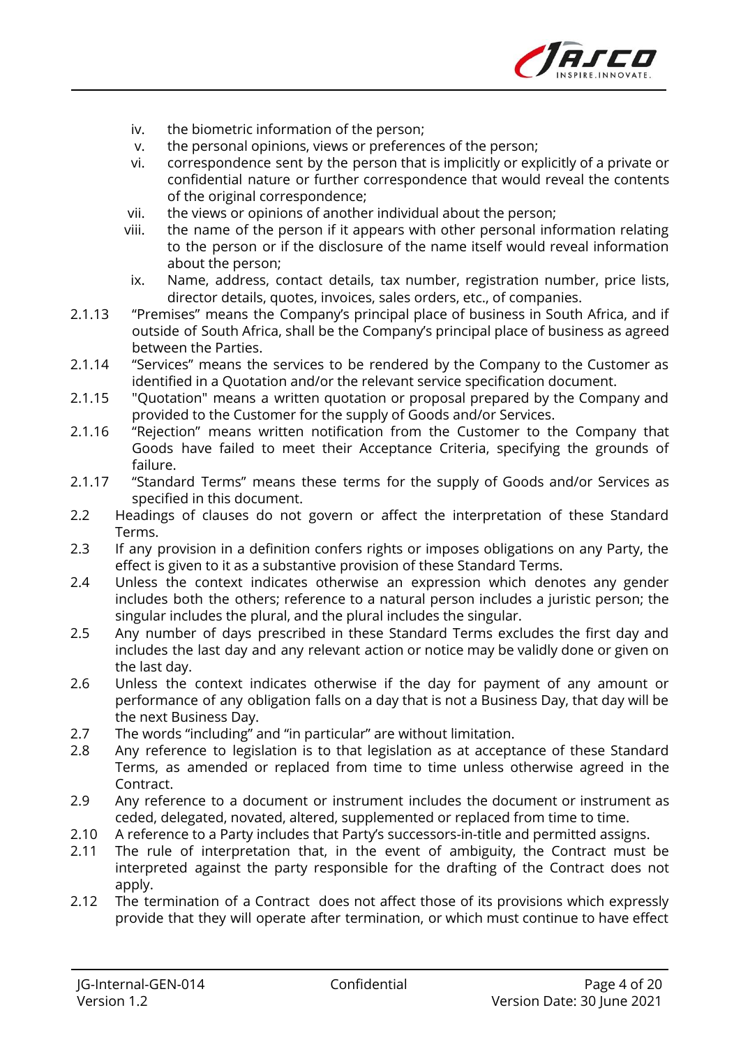iv. the biometric information of the person;
v. the personal opinions, views or preferences of the person;
vi. correspondence sent by the person that is implicitly or explicitly of a private or confidential nature or further correspondence that would reveal the contents of the original correspondence;
vii. the views or opinions of another individual about the person;
viii. the name of the person if it appears with other personal information relating to the person or if the disclosure of the name itself would reveal information about the person;
ix. Name, address, contact details, tax number, registration number, price lists, director details, quotes, invoices, sales orders, etc., of companies.

2.1.13 "Premises" means the Company's principal place of business in South Africa, and if outside of South Africa, shall be the Company's principal place of business as agreed between the Parties.

2.1.14 "Services" means the services to be rendered by the Company to the Customer as identified in a Quotation and/or the relevant service specification document.

2.1.15 "Quotation" means a written quotation or proposal prepared by the Company and provided to the Customer for the supply of Goods and/or Services.

2.1.16 "Rejection" means written notification from the Customer to the Company that Goods have failed to meet their Acceptance Criteria, specifying the grounds of failure.

2.1.17 "Standard Terms" means these terms for the supply of Goods and/or Services as specified in this document.

2.2 Headings of clauses do not govern or affect the interpretation of these Standard Terms.

2.3 If any provision in a definition confers rights or imposes obligations on any Party, the effect is given to it as a substantive provision of these Standard Terms.

2.4 Unless the context indicates otherwise an expression which denotes any gender includes both the others; reference to a natural person includes a juristic person; the singular includes the plural, and the plural includes the singular.

2.5 Any number of days prescribed in these Standard Terms excludes the first day and includes the last day and any relevant action or notice may be validly done or given on the last day.

2.6 Unless the context indicates otherwise if the day for payment of any amount or performance of any obligation falls on a day that is not a Business Day, that day will be the next Business Day.

2.7 The words "including" and "in particular" are without limitation.

2.8 Any reference to legislation is to that legislation as at acceptance of these Standard Terms, as amended or replaced from time to time unless otherwise agreed in the Contract.

2.9 Any reference to a document or instrument includes the document or instrument as ceded, delegated, novated, altered, supplemented or replaced from time to time.

2.10 A reference to a Party includes that Party's successors-in-title and permitted assigns.

2.11 The rule of interpretation that, in the event of ambiguity, the Contract must be interpreted against the party responsible for the drafting of the Contract does not apply.

2.12 The termination of a Contract does not affect those of its provisions which expressly provide that they will operate after termination, or which must continue to have effect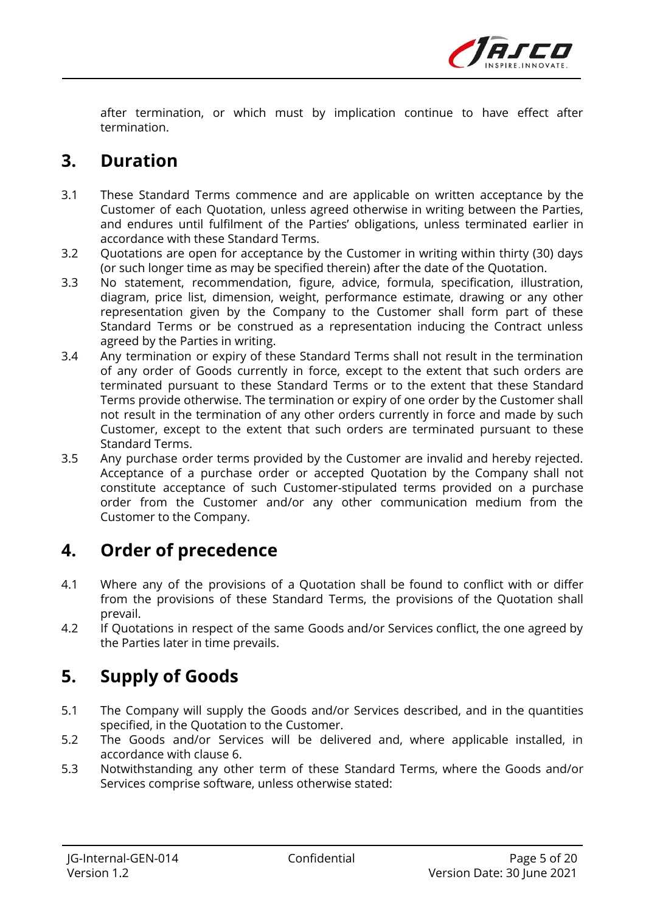after termination, or which must by implication continue to have effect after termination.

## 3. Duration

3.1 These Standard Terms commence and are applicable on written acceptance by the Customer of each Quotation, unless agreed otherwise in writing between the Parties, and endures until fulfilment of the Parties' obligations, unless terminated earlier in accordance with these Standard Terms.

3.2 Quotations are open for acceptance by the Customer in writing within thirty (30) days (or such longer time as may be specified therein) after the date of the Quotation.

3.3 No statement, recommendation, figure, advice, formula, specification, illustration, diagram, price list, dimension, weight, performance estimate, drawing or any other representation given by the Company to the Customer shall form part of these Standard Terms or be construed as a representation inducing the Contract unless agreed by the Parties in writing.

3.4 Any termination or expiry of these Standard Terms shall not result in the termination of any order of Goods currently in force, except to the extent that such orders are terminated pursuant to these Standard Terms or to the extent that these Standard Terms provide otherwise. The termination or expiry of one order by the Customer shall not result in the termination of any other orders currently in force and made by such Customer, except to the extent that such orders are terminated pursuant to these Standard Terms.

3.5 Any purchase order terms provided by the Customer are invalid and hereby rejected. Acceptance of a purchase order or accepted Quotation by the Company shall not constitute acceptance of such Customer-stipulated terms provided on a purchase order from the Customer and/or any other communication medium from the Customer to the Company.

## 4. Order of precedence

4.1 Where any of the provisions of a Quotation shall be found to conflict with or differ from the provisions of these Standard Terms, the provisions of the Quotation shall prevail.

4.2 If Quotations in respect of the same Goods and/or Services conflict, the one agreed by the Parties later in time prevails.

## 5. Supply of Goods

5.1 The Company will supply the Goods and/or Services described, and in the quantities specified, in the Quotation to the Customer.

5.2 The Goods and/or Services will be delivered and, where applicable installed, in accordance with clause 6.

5.3 Notwithstanding any other term of these Standard Terms, where the Goods and/or Services comprise software, unless otherwise stated: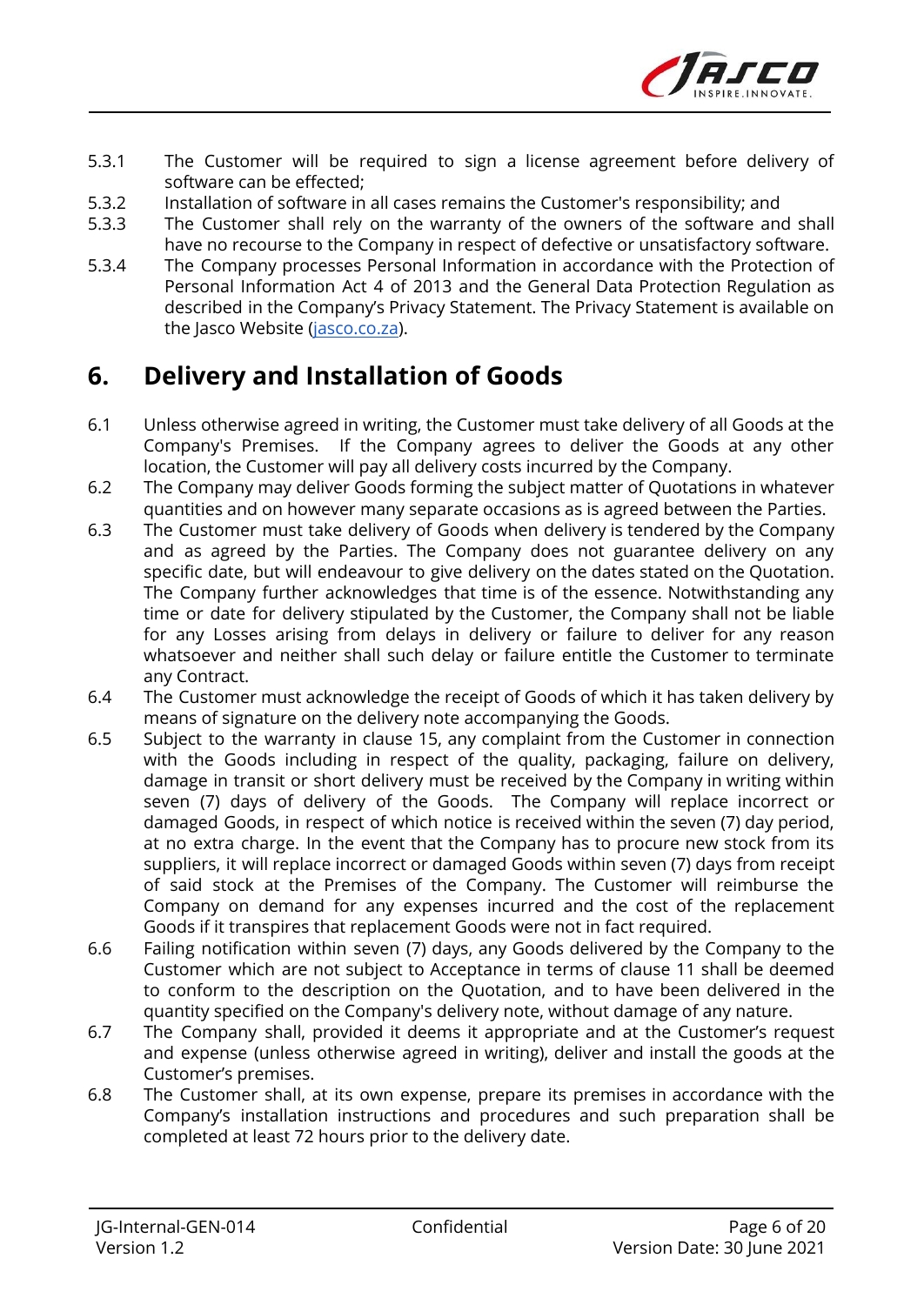5.3.1 The Customer will be required to sign a license agreement before delivery of software can be effected;

5.3.2 Installation of software in all cases remains the Customer's responsibility; and

5.3.3 The Customer shall rely on the warranty of the owners of the software and shall have no recourse to the Company in respect of defective or unsatisfactory software.

5.3.4 The Company processes Personal Information in accordance with the Protection of Personal Information Act 4 of 2013 and the General Data Protection Regulation as described in the Company's Privacy Statement. The Privacy Statement is available on the Jasco Website ([jasco.co.za](jasco.co.za)).

## 6. Delivery and Installation of Goods

6.1 Unless otherwise agreed in writing, the Customer must take delivery of all Goods at the Company's Premises. If the Company agrees to deliver the Goods at any other location, the Customer will pay all delivery costs incurred by the Company.

6.2 The Company may deliver Goods forming the subject matter of Quotations in whatever quantities and on however many separate occasions as is agreed between the Parties.

6.3 The Customer must take delivery of Goods when delivery is tendered by the Company and as agreed by the Parties. The Company does not guarantee delivery on any specific date, but will endeavour to give delivery on the dates stated on the Quotation. The Company further acknowledges that time is of the essence. Notwithstanding any time or date for delivery stipulated by the Customer, the Company shall not be liable for any Losses arising from delays in delivery or failure to deliver for any reason whatsoever and neither shall such delay or failure entitle the Customer to terminate any Contract.

6.4 The Customer must acknowledge the receipt of Goods of which it has taken delivery by means of signature on the delivery note accompanying the Goods.

6.5 Subject to the warranty in clause 15, any complaint from the Customer in connection with the Goods including in respect of the quality, packaging, failure on delivery, damage in transit or short delivery must be received by the Company in writing within seven (7) days of delivery of the Goods. The Company will replace incorrect or damaged Goods, in respect of which notice is received within the seven (7) day period, at no extra charge. In the event that the Company has to procure new stock from its suppliers, it will replace incorrect or damaged Goods within seven (7) days from receipt of said stock at the Premises of the Company. The Customer will reimburse the Company on demand for any expenses incurred and the cost of the replacement Goods if it transpires that replacement Goods were not in fact required.

6.6 Failing notification within seven (7) days, any Goods delivered by the Company to the Customer which are not subject to Acceptance in terms of clause 11 shall be deemed to conform to the description on the Quotation, and to have been delivered in the quantity specified on the Company's delivery note, without damage of any nature.

6.7 The Company shall, provided it deems it appropriate and at the Customer's request and expense (unless otherwise agreed in writing), deliver and install the goods at the Customer's premises.

6.8 The Customer shall, at its own expense, prepare its premises in accordance with the Company's installation instructions and procedures and such preparation shall be completed at least 72 hours prior to the delivery date.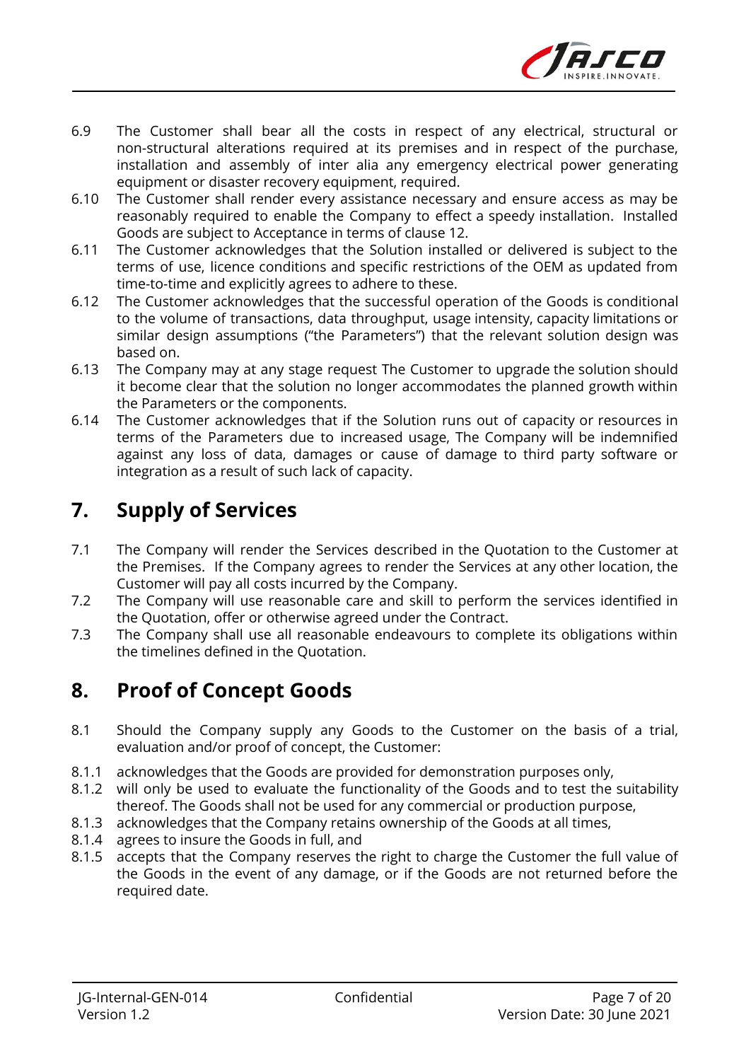6.9 The Customer shall bear all the costs in respect of any electrical, structural or non-structural alterations required at its premises and in respect of the purchase, installation and assembly of inter alia any emergency electrical power generating equipment or disaster recovery equipment, required.

6.10 The Customer shall render every assistance necessary and ensure access as may be reasonably required to enable the Company to effect a speedy installation. Installed Goods are subject to Acceptance in terms of clause 12.

6.11 The Customer acknowledges that the Solution installed or delivered is subject to the terms of use, licence conditions and specific restrictions of the OEM as updated from time-to-time and explicitly agrees to adhere to these.

6.12 The Customer acknowledges that the successful operation of the Goods is conditional to the volume of transactions, data throughput, usage intensity, capacity limitations or similar design assumptions ("the Parameters") that the relevant solution design was based on.

6.13 The Company may at any stage request The Customer to upgrade the solution should it become clear that the solution no longer accommodates the planned growth within the Parameters or the components.

6.14 The Customer acknowledges that if the Solution runs out of capacity or resources in terms of the Parameters due to increased usage, The Company will be indemnified against any loss of data, damages or cause of damage to third party software or integration as a result of such lack of capacity.

## 7. Supply of Services

7.1 The Company will render the Services described in the Quotation to the Customer at the Premises. If the Company agrees to render the Services at any other location, the Customer will pay all costs incurred by the Company.

7.2 The Company will use reasonable care and skill to perform the services identified in the Quotation, offer or otherwise agreed under the Contract.

7.3 The Company shall use all reasonable endeavours to complete its obligations within the timelines defined in the Quotation.

## 8. Proof of Concept Goods

8.1 Should the Company supply any Goods to the Customer on the basis of a trial, evaluation and/or proof of concept, the Customer:

8.1.1 acknowledges that the Goods are provided for demonstration purposes only,

8.1.2 will only be used to evaluate the functionality of the Goods and to test the suitability thereof. The Goods shall not be used for any commercial or production purpose,

8.1.3 acknowledges that the Company retains ownership of the Goods at all times,

8.1.4 agrees to insure the Goods in full, and

8.1.5 accepts that the Company reserves the right to charge the Customer the full value of the Goods in the event of any damage, or if the Goods are not returned before the required date.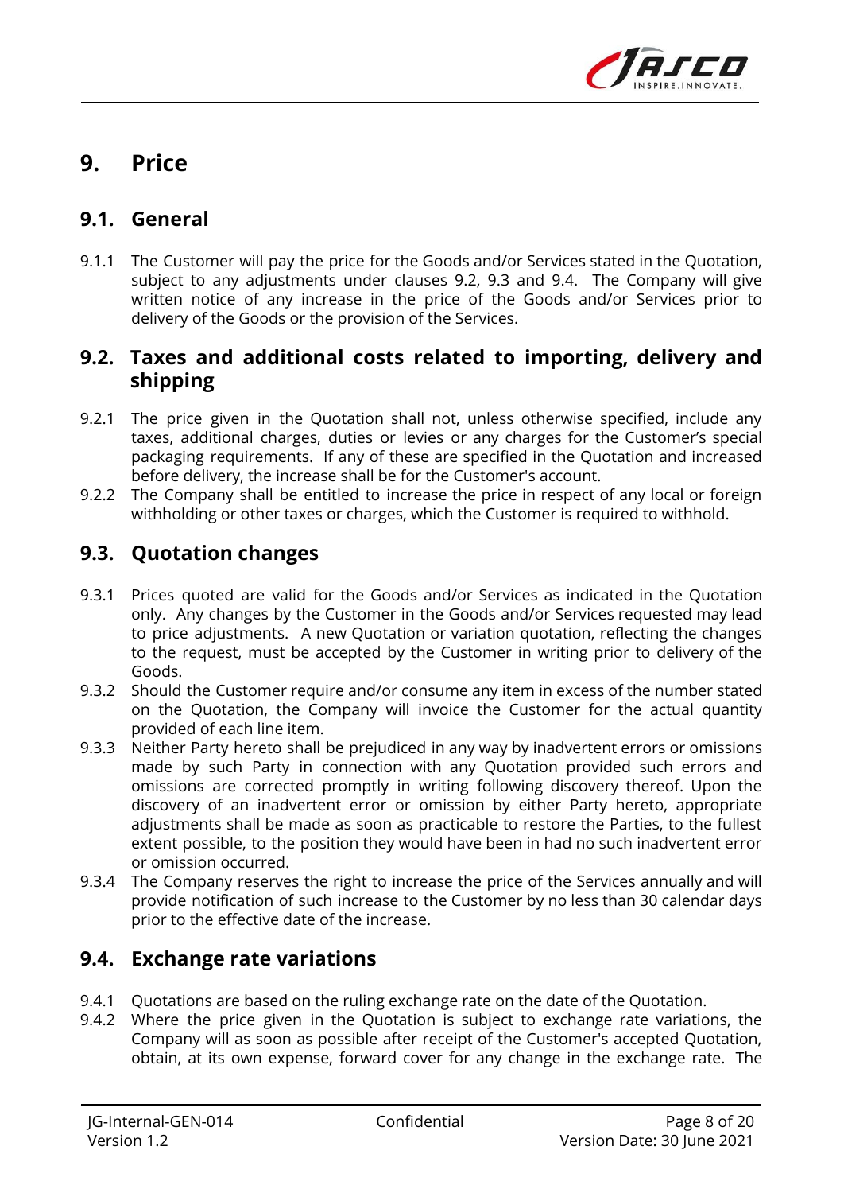# 9. Price

## 9.1. General

9.1.1 The Customer will pay the price for the Goods and/or Services stated in the Quotation, subject to any adjustments under clauses 9.2, 9.3 and 9.4. The Company will give written notice of any increase in the price of the Goods and/or Services prior to delivery of the Goods or the provision of the Services.

## 9.2. Taxes and additional costs related to importing, delivery and shipping

9.2.1 The price given in the Quotation shall not, unless otherwise specified, include any taxes, additional charges, duties or levies or any charges for the Customer's special packaging requirements. If any of these are specified in the Quotation and increased before delivery, the increase shall be for the Customer's account.

9.2.2 The Company shall be entitled to increase the price in respect of any local or foreign withholding or other taxes or charges, which the Customer is required to withhold.

## 9.3. Quotation changes

9.3.1 Prices quoted are valid for the Goods and/or Services as indicated in the Quotation only. Any changes by the Customer in the Goods and/or Services requested may lead to price adjustments. A new Quotation or variation quotation, reflecting the changes to the request, must be accepted by the Customer in writing prior to delivery of the Goods.

9.3.2 Should the Customer require and/or consume any item in excess of the number stated on the Quotation, the Company will invoice the Customer for the actual quantity provided of each line item.

9.3.3 Neither Party hereto shall be prejudiced in any way by inadvertent errors or omissions made by such Party in connection with any Quotation provided such errors and omissions are corrected promptly in writing following discovery thereof. Upon the discovery of an inadvertent error or omission by either Party hereto, appropriate adjustments shall be made as soon as practicable to restore the Parties, to the fullest extent possible, to the position they would have been in had no such inadvertent error or omission occurred.

9.3.4 The Company reserves the right to increase the price of the Services annually and will provide notification of such increase to the Customer by no less than 30 calendar days prior to the effective date of the increase.

## 9.4. Exchange rate variations

9.4.1 Quotations are based on the ruling exchange rate on the date of the Quotation.

9.4.2 Where the price given in the Quotation is subject to exchange rate variations, the Company will as soon as possible after receipt of the Customer's accepted Quotation, obtain, at its own expense, forward cover for any change in the exchange rate. The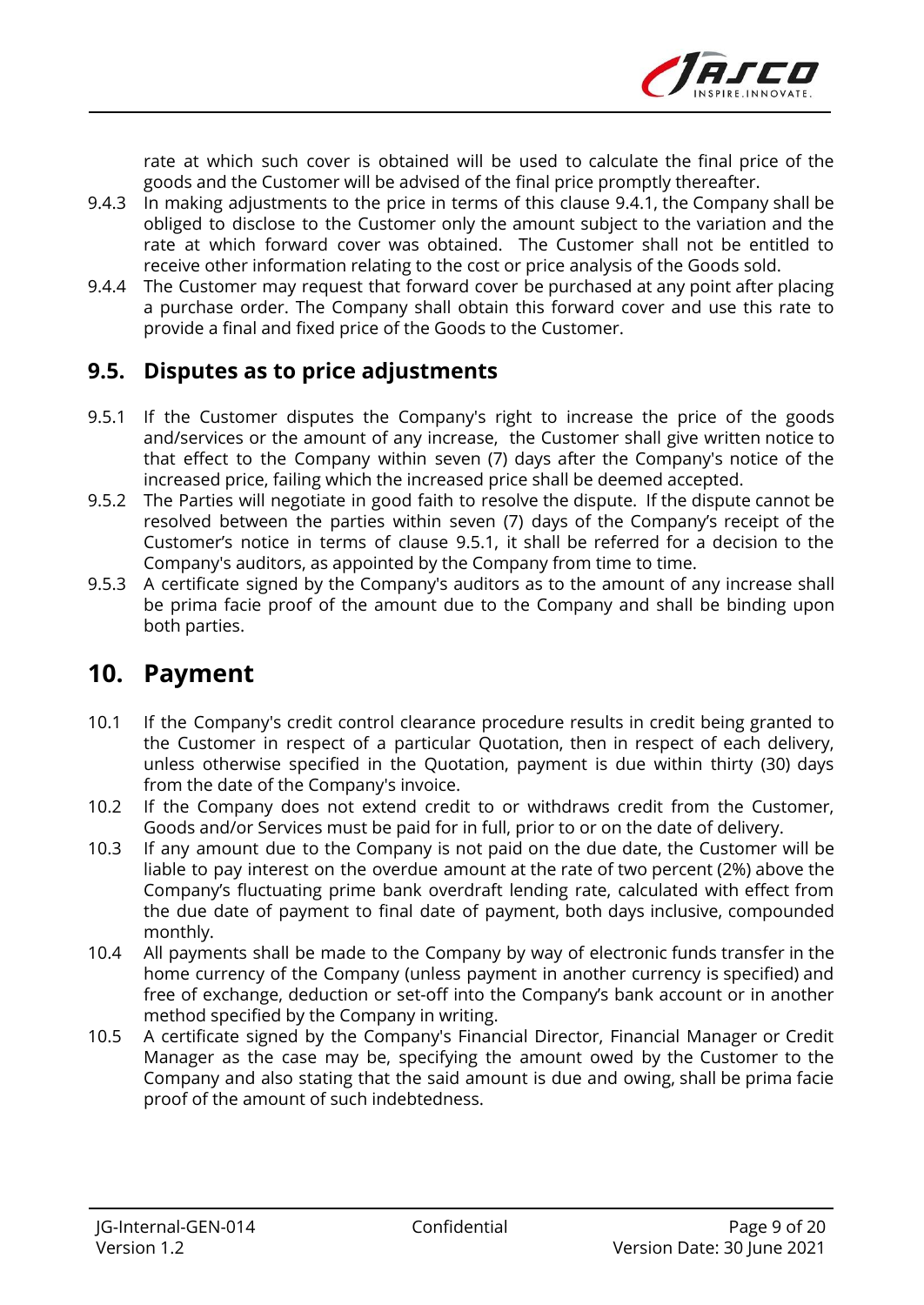rate at which such cover is obtained will be used to calculate the final price of the goods and the Customer will be advised of the final price promptly thereafter.

9.4.3 In making adjustments to the price in terms of this clause 9.4.1, the Company shall be obliged to disclose to the Customer only the amount subject to the variation and the rate at which forward cover was obtained. The Customer shall not be entitled to receive other information relating to the cost or price analysis of the Goods sold.

9.4.4 The Customer may request that forward cover be purchased at any point after placing a purchase order. The Company shall obtain this forward cover and use this rate to provide a final and fixed price of the Goods to the Customer.

## 9.5. Disputes as to price adjustments

9.5.1 If the Customer disputes the Company's right to increase the price of the goods and/services or the amount of any increase, the Customer shall give written notice to that effect to the Company within seven (7) days after the Company's notice of the increased price, failing which the increased price shall be deemed accepted.

9.5.2 The Parties will negotiate in good faith to resolve the dispute. If the dispute cannot be resolved between the parties within seven (7) days of the Company's receipt of the Customer's notice in terms of clause 9.5.1, it shall be referred for a decision to the Company's auditors, as appointed by the Company from time to time.

9.5.3 A certificate signed by the Company's auditors as to the amount of any increase shall be prima facie proof of the amount due to the Company and shall be binding upon both parties.

# 10. Payment

10.1 If the Company's credit control clearance procedure results in credit being granted to the Customer in respect of a particular Quotation, then in respect of each delivery, unless otherwise specified in the Quotation, payment is due within thirty (30) days from the date of the Company's invoice.

10.2 If the Company does not extend credit to or withdraws credit from the Customer, Goods and/or Services must be paid for in full, prior to or on the date of delivery.

10.3 If any amount due to the Company is not paid on the due date, the Customer will be liable to pay interest on the overdue amount at the rate of two percent (2%) above the Company's fluctuating prime bank overdraft lending rate, calculated with effect from the due date of payment to final date of payment, both days inclusive, compounded monthly.

10.4 All payments shall be made to the Company by way of electronic funds transfer in the home currency of the Company (unless payment in another currency is specified) and free of exchange, deduction or set-off into the Company's bank account or in another method specified by the Company in writing.

10.5 A certificate signed by the Company's Financial Director, Financial Manager or Credit Manager as the case may be, specifying the amount owed by the Customer to the Company and also stating that the said amount is due and owing, shall be prima facie proof of the amount of such indebtedness.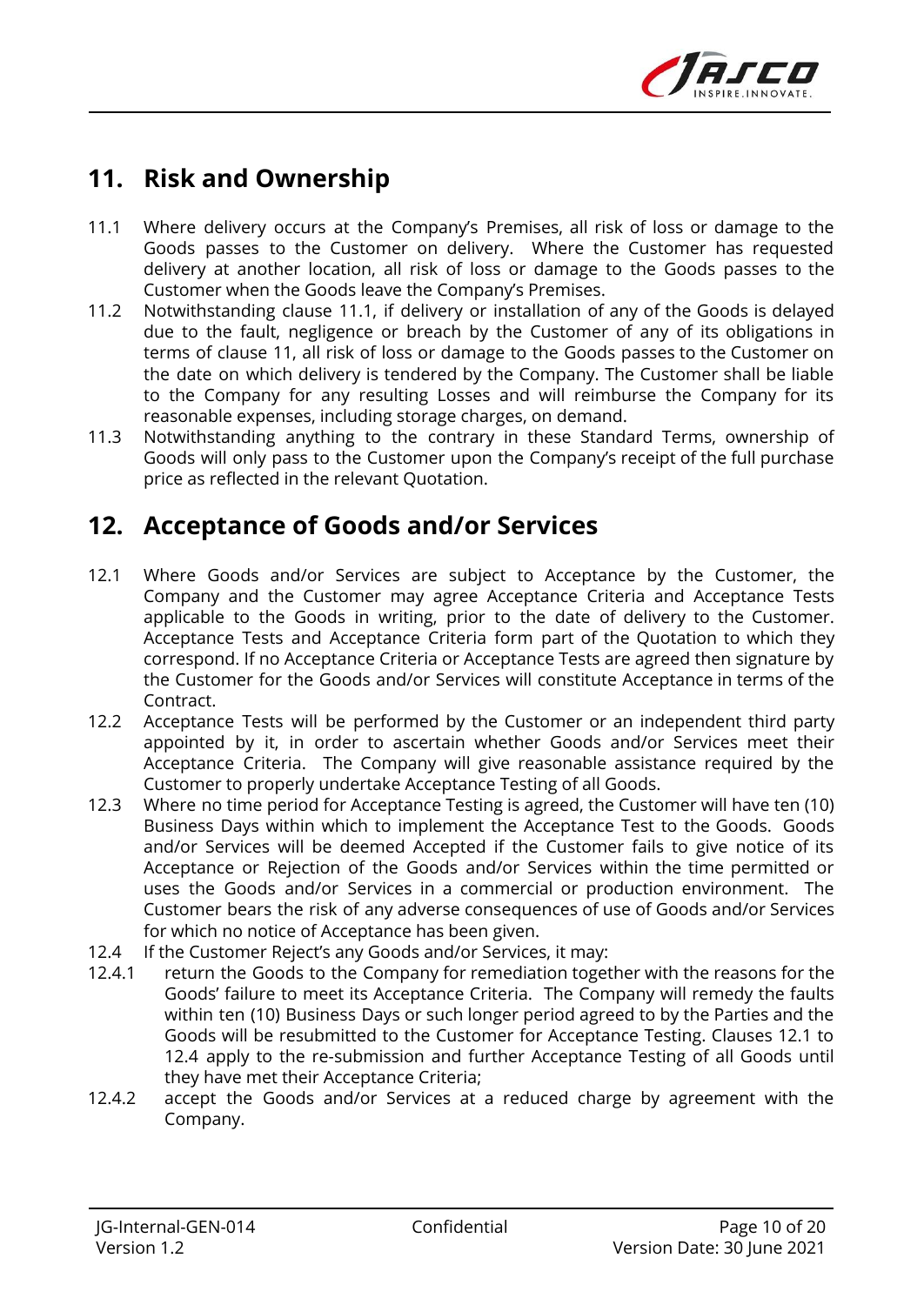## 11. Risk and Ownership

11.1 Where delivery occurs at the Company's Premises, all risk of loss or damage to the Goods passes to the Customer on delivery. Where the Customer has requested delivery at another location, all risk of loss or damage to the Goods passes to the Customer when the Goods leave the Company's Premises.

11.2 Notwithstanding clause 11.1, if delivery or installation of any of the Goods is delayed due to the fault, negligence or breach by the Customer of any of its obligations in terms of clause 11, all risk of loss or damage to the Goods passes to the Customer on the date on which delivery is tendered by the Company. The Customer shall be liable to the Company for any resulting Losses and will reimburse the Company for its reasonable expenses, including storage charges, on demand.

11.3 Notwithstanding anything to the contrary in these Standard Terms, ownership of Goods will only pass to the Customer upon the Company's receipt of the full purchase price as reflected in the relevant Quotation.

## 12. Acceptance of Goods and/or Services

12.1 Where Goods and/or Services are subject to Acceptance by the Customer, the Company and the Customer may agree Acceptance Criteria and Acceptance Tests applicable to the Goods in writing, prior to the date of delivery to the Customer. Acceptance Tests and Acceptance Criteria form part of the Quotation to which they correspond. If no Acceptance Criteria or Acceptance Tests are agreed then signature by the Customer for the Goods and/or Services will constitute Acceptance in terms of the Contract.

12.2 Acceptance Tests will be performed by the Customer or an independent third party appointed by it, in order to ascertain whether Goods and/or Services meet their Acceptance Criteria. The Company will give reasonable assistance required by the Customer to properly undertake Acceptance Testing of all Goods.

12.3 Where no time period for Acceptance Testing is agreed, the Customer will have ten (10) Business Days within which to implement the Acceptance Test to the Goods. Goods and/or Services will be deemed Accepted if the Customer fails to give notice of its Acceptance or Rejection of the Goods and/or Services within the time permitted or uses the Goods and/or Services in a commercial or production environment. The Customer bears the risk of any adverse consequences of use of Goods and/or Services for which no notice of Acceptance has been given.

12.4 If the Customer Reject's any Goods and/or Services, it may:

12.4.1 return the Goods to the Company for remediation together with the reasons for the Goods' failure to meet its Acceptance Criteria. The Company will remedy the faults within ten (10) Business Days or such longer period agreed to by the Parties and the Goods will be resubmitted to the Customer for Acceptance Testing. Clauses 12.1 to 12.4 apply to the re-submission and further Acceptance Testing of all Goods until they have met their Acceptance Criteria;

12.4.2 accept the Goods and/or Services at a reduced charge by agreement with the Company.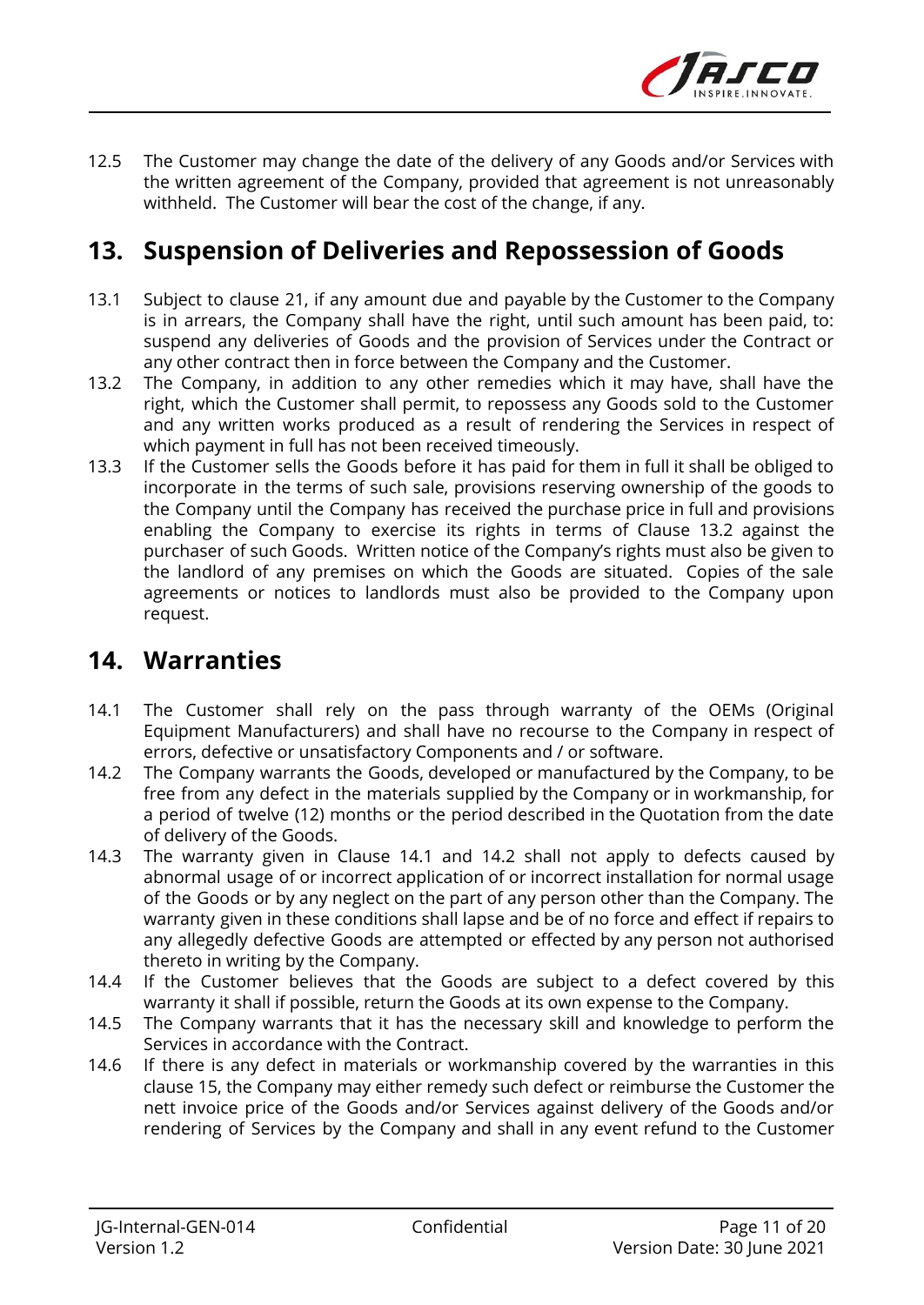12.5 The Customer may change the date of the delivery of any Goods and/or Services with the written agreement of the Company, provided that agreement is not unreasonably withheld. The Customer will bear the cost of the change, if any.

## 13. Suspension of Deliveries and Repossession of Goods

13.1 Subject to clause 21, if any amount due and payable by the Customer to the Company is in arrears, the Company shall have the right, until such amount has been paid, to: suspend any deliveries of Goods and the provision of Services under the Contract or any other contract then in force between the Company and the Customer.

13.2 The Company, in addition to any other remedies which it may have, shall have the right, which the Customer shall permit, to repossess any Goods sold to the Customer and any written works produced as a result of rendering the Services in respect of which payment in full has not been received timeously.

13.3 If the Customer sells the Goods before it has paid for them in full it shall be obliged to incorporate in the terms of such sale, provisions reserving ownership of the goods to the Company until the Company has received the purchase price in full and provisions enabling the Company to exercise its rights in terms of Clause 13.2 against the purchaser of such Goods. Written notice of the Company's rights must also be given to the landlord of any premises on which the Goods are situated. Copies of the sale agreements or notices to landlords must also be provided to the Company upon request.

## 14. Warranties

14.1 The Customer shall rely on the pass through warranty of the OEMs (Original Equipment Manufacturers) and shall have no recourse to the Company in respect of errors, defective or unsatisfactory Components and / or software.

14.2 The Company warrants the Goods, developed or manufactured by the Company, to be free from any defect in the materials supplied by the Company or in workmanship, for a period of twelve (12) months or the period described in the Quotation from the date of delivery of the Goods.

14.3 The warranty given in Clause 14.1 and 14.2 shall not apply to defects caused by abnormal usage of or incorrect application of or incorrect installation for normal usage of the Goods or by any neglect on the part of any person other than the Company. The warranty given in these conditions shall lapse and be of no force and effect if repairs to any allegedly defective Goods are attempted or effected by any person not authorised thereto in writing by the Company.

14.4 If the Customer believes that the Goods are subject to a defect covered by this warranty it shall if possible, return the Goods at its own expense to the Company.

14.5 The Company warrants that it has the necessary skill and knowledge to perform the Services in accordance with the Contract.

14.6 If there is any defect in materials or workmanship covered by the warranties in this clause 15, the Company may either remedy such defect or reimburse the Customer the nett invoice price of the Goods and/or Services against delivery of the Goods and/or rendering of Services by the Company and shall in any event refund to the Customer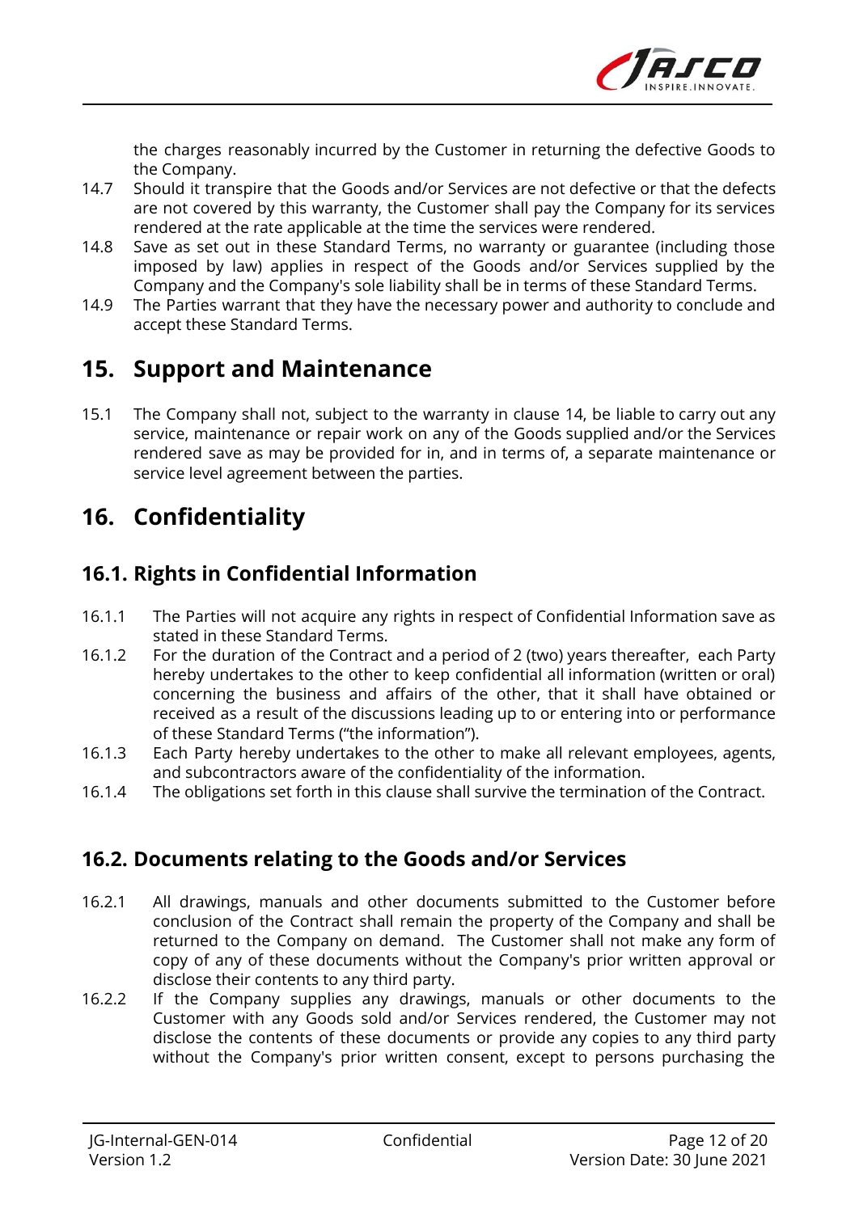the charges reasonably incurred by the Customer in returning the defective Goods to the Company.

14.7 Should it transpire that the Goods and/or Services are not defective or that the defects are not covered by this warranty, the Customer shall pay the Company for its services rendered at the rate applicable at the time the services were rendered.

14.8 Save as set out in these Standard Terms, no warranty or guarantee (including those imposed by law) applies in respect of the Goods and/or Services supplied by the Company and the Company's sole liability shall be in terms of these Standard Terms.

14.9 The Parties warrant that they have the necessary power and authority to conclude and accept these Standard Terms.

# 15. Support and Maintenance

15.1 The Company shall not, subject to the warranty in clause 14, be liable to carry out any service, maintenance or repair work on any of the Goods supplied and/or the Services rendered save as may be provided for in, and in terms of, a separate maintenance or service level agreement between the parties.

# 16. Confidentiality

## 16.1. Rights in Confidential Information

16.1.1 The Parties will not acquire any rights in respect of Confidential Information save as stated in these Standard Terms.

16.1.2 For the duration of the Contract and a period of 2 (two) years thereafter, each Party hereby undertakes to the other to keep confidential all information (written or oral) concerning the business and affairs of the other, that it shall have obtained or received as a result of the discussions leading up to or entering into or performance of these Standard Terms ("the information").

16.1.3 Each Party hereby undertakes to the other to make all relevant employees, agents, and subcontractors aware of the confidentiality of the information.

16.1.4 The obligations set forth in this clause shall survive the termination of the Contract.

## 16.2. Documents relating to the Goods and/or Services

16.2.1 All drawings, manuals and other documents submitted to the Customer before conclusion of the Contract shall remain the property of the Company and shall be returned to the Company on demand. The Customer shall not make any form of copy of any of these documents without the Company's prior written approval or disclose their contents to any third party.

16.2.2 If the Company supplies any drawings, manuals or other documents to the Customer with any Goods sold and/or Services rendered, the Customer may not disclose the contents of these documents or provide any copies to any third party without the Company's prior written consent, except to persons purchasing the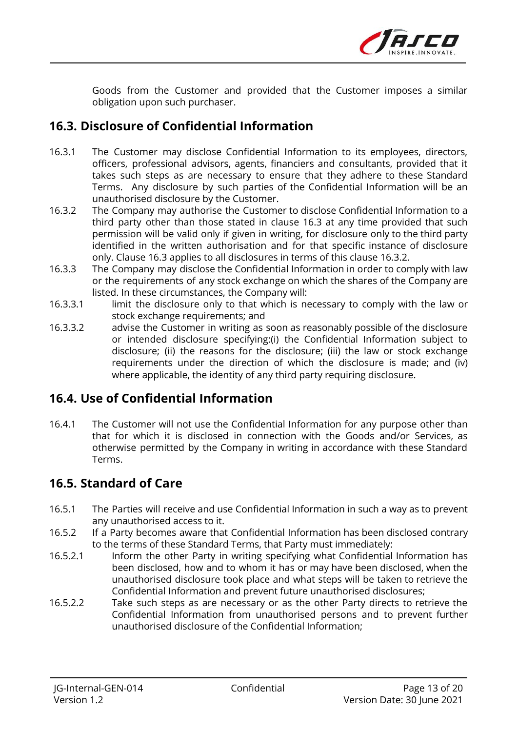Goods from the Customer and provided that the Customer imposes a similar obligation upon such purchaser.

## 16.3. Disclosure of Confidential Information

16.3.1 The Customer may disclose Confidential Information to its employees, directors, officers, professional advisors, agents, financiers and consultants, provided that it takes such steps as are necessary to ensure that they adhere to these Standard Terms. Any disclosure by such parties of the Confidential Information will be an unauthorised disclosure by the Customer.

16.3.2 The Company may authorise the Customer to disclose Confidential Information to a third party other than those stated in clause 16.3 at any time provided that such permission will be valid only if given in writing, for disclosure only to the third party identified in the written authorisation and for that specific instance of disclosure only. Clause 16.3 applies to all disclosures in terms of this clause 16.3.2.

16.3.3 The Company may disclose the Confidential Information in order to comply with law or the requirements of any stock exchange on which the shares of the Company are listed. In these circumstances, the Company will:

16.3.3.1 limit the disclosure only to that which is necessary to comply with the law or stock exchange requirements; and

16.3.3.2 advise the Customer in writing as soon as reasonably possible of the disclosure or intended disclosure specifying:(i) the Confidential Information subject to disclosure; (ii) the reasons for the disclosure; (iii) the law or stock exchange requirements under the direction of which the disclosure is made; and (iv) where applicable, the identity of any third party requiring disclosure.

## 16.4. Use of Confidential Information

16.4.1 The Customer will not use the Confidential Information for any purpose other than that for which it is disclosed in connection with the Goods and/or Services, as otherwise permitted by the Company in writing in accordance with these Standard Terms.

## 16.5. Standard of Care

16.5.1 The Parties will receive and use Confidential Information in such a way as to prevent any unauthorised access to it.

16.5.2 If a Party becomes aware that Confidential Information has been disclosed contrary to the terms of these Standard Terms, that Party must immediately:

16.5.2.1 Inform the other Party in writing specifying what Confidential Information has been disclosed, how and to whom it has or may have been disclosed, when the unauthorised disclosure took place and what steps will be taken to retrieve the Confidential Information and prevent future unauthorised disclosures;

16.5.2.2 Take such steps as are necessary or as the other Party directs to retrieve the Confidential Information from unauthorised persons and to prevent further unauthorised disclosure of the Confidential Information;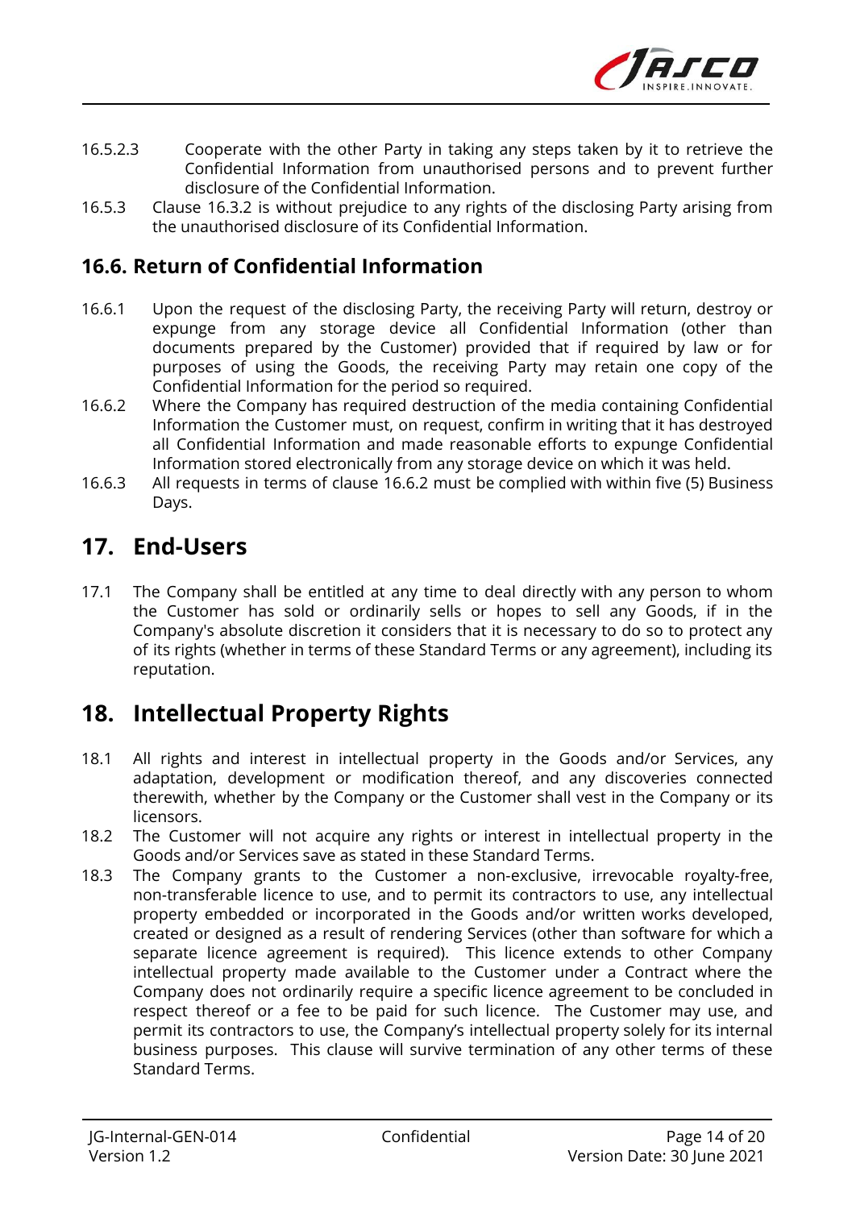16.5.2.3 Cooperate with the other Party in taking any steps taken by it to retrieve the Confidential Information from unauthorised persons and to prevent further disclosure of the Confidential Information.

16.5.3 Clause 16.3.2 is without prejudice to any rights of the disclosing Party arising from the unauthorised disclosure of its Confidential Information.

### 16.6. Return of Confidential Information

16.6.1 Upon the request of the disclosing Party, the receiving Party will return, destroy or expunge from any storage device all Confidential Information (other than documents prepared by the Customer) provided that if required by law or for purposes of using the Goods, the receiving Party may retain one copy of the Confidential Information for the period so required.

16.6.2 Where the Company has required destruction of the media containing Confidential Information the Customer must, on request, confirm in writing that it has destroyed all Confidential Information and made reasonable efforts to expunge Confidential Information stored electronically from any storage device on which it was held.

16.6.3 All requests in terms of clause 16.6.2 must be complied with within five (5) Business Days.

## 17. End-Users

17.1 The Company shall be entitled at any time to deal directly with any person to whom the Customer has sold or ordinarily sells or hopes to sell any Goods, if in the Company's absolute discretion it considers that it is necessary to do so to protect any of its rights (whether in terms of these Standard Terms or any agreement), including its reputation.

## 18. Intellectual Property Rights

18.1 All rights and interest in intellectual property in the Goods and/or Services, any adaptation, development or modification thereof, and any discoveries connected therewith, whether by the Company or the Customer shall vest in the Company or its licensors.

18.2 The Customer will not acquire any rights or interest in intellectual property in the Goods and/or Services save as stated in these Standard Terms.

18.3 The Company grants to the Customer a non-exclusive, irrevocable royalty-free, non-transferable licence to use, and to permit its contractors to use, any intellectual property embedded or incorporated in the Goods and/or written works developed, created or designed as a result of rendering Services (other than software for which a separate licence agreement is required). This licence extends to other Company intellectual property made available to the Customer under a Contract where the Company does not ordinarily require a specific licence agreement to be concluded in respect thereof or a fee to be paid for such licence. The Customer may use, and permit its contractors to use, the Company's intellectual property solely for its internal business purposes. This clause will survive termination of any other terms of these Standard Terms.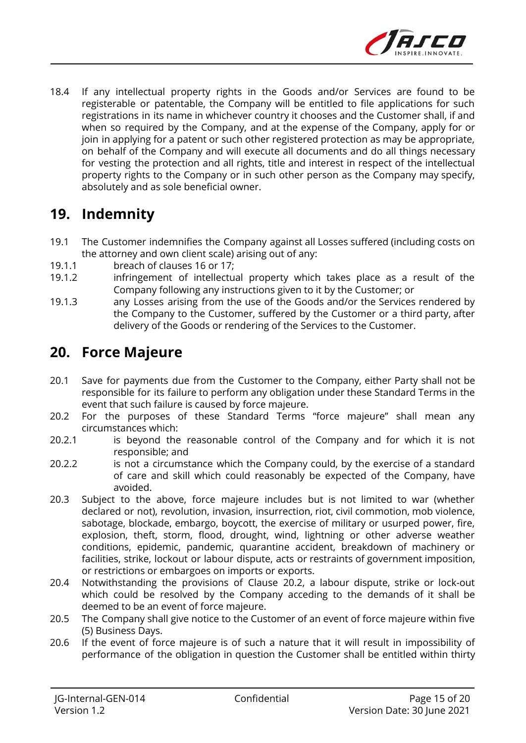18.4 If any intellectual property rights in the Goods and/or Services are found to be registerable or patentable, the Company will be entitled to file applications for such registrations in its name in whichever country it chooses and the Customer shall, if and when so required by the Company, and at the expense of the Company, apply for or join in applying for a patent or such other registered protection as may be appropriate, on behalf of the Company and will execute all documents and do all things necessary for vesting the protection and all rights, title and interest in respect of the intellectual property rights to the Company or in such other person as the Company may specify, absolutely and as sole beneficial owner.

## 19. Indemnity

19.1 The Customer indemnifies the Company against all Losses suffered (including costs on the attorney and own client scale) arising out of any:

19.1.1 breach of clauses 16 or 17;

19.1.2 infringement of intellectual property which takes place as a result of the Company following any instructions given to it by the Customer; or

19.1.3 any Losses arising from the use of the Goods and/or the Services rendered by the Company to the Customer, suffered by the Customer or a third party, after delivery of the Goods or rendering of the Services to the Customer.

## 20. Force Majeure

20.1 Save for payments due from the Customer to the Company, either Party shall not be responsible for its failure to perform any obligation under these Standard Terms in the event that such failure is caused by force majeure.

20.2 For the purposes of these Standard Terms "force majeure" shall mean any circumstances which:

20.2.1 is beyond the reasonable control of the Company and for which it is not responsible; and

20.2.2 is not a circumstance which the Company could, by the exercise of a standard of care and skill which could reasonably be expected of the Company, have avoided.

20.3 Subject to the above, force majeure includes but is not limited to war (whether declared or not), revolution, invasion, insurrection, riot, civil commotion, mob violence, sabotage, blockade, embargo, boycott, the exercise of military or usurped power, fire, explosion, theft, storm, flood, drought, wind, lightning or other adverse weather conditions, epidemic, pandemic, quarantine accident, breakdown of machinery or facilities, strike, lockout or labour dispute, acts or restraints of government imposition, or restrictions or embargoes on imports or exports.

20.4 Notwithstanding the provisions of Clause 20.2, a labour dispute, strike or lock-out which could be resolved by the Company acceding to the demands of it shall be deemed to be an event of force majeure.

20.5 The Company shall give notice to the Customer of an event of force majeure within five (5) Business Days.

20.6 If the event of force majeure is of such a nature that it will result in impossibility of performance of the obligation in question the Customer shall be entitled within thirty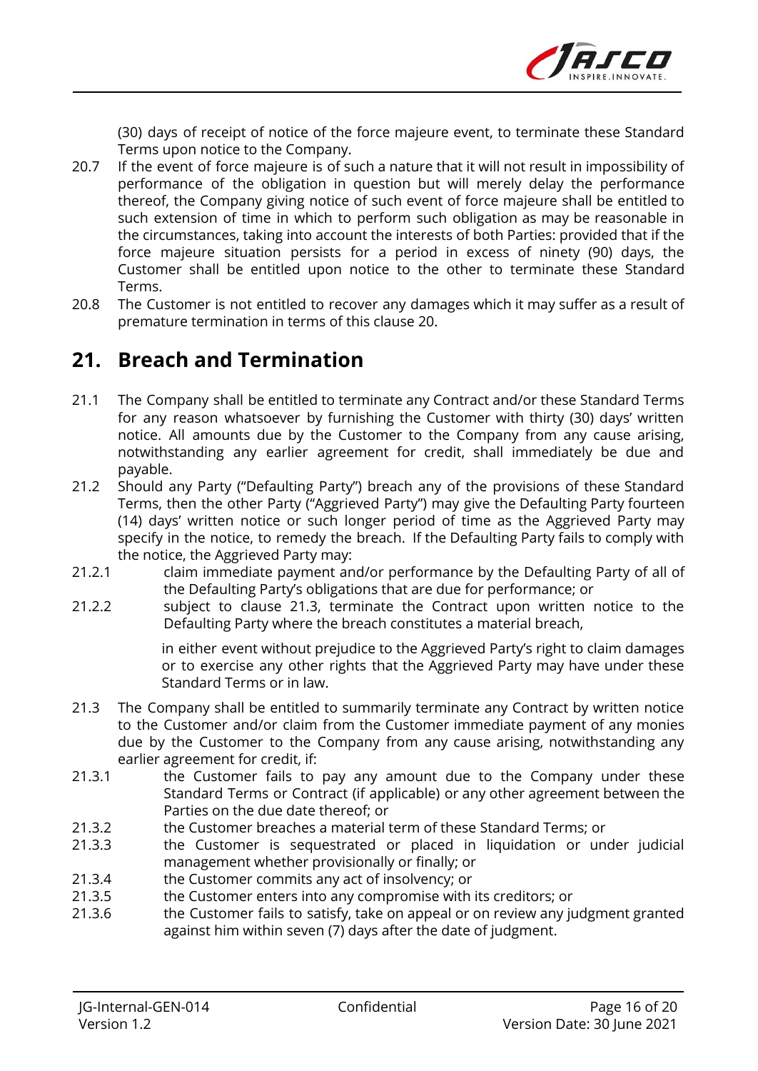(30) days of receipt of notice of the force majeure event, to terminate these Standard Terms upon notice to the Company.

20.7 If the event of force majeure is of such a nature that it will not result in impossibility of performance of the obligation in question but will merely delay the performance thereof, the Company giving notice of such event of force majeure shall be entitled to such extension of time in which to perform such obligation as may be reasonable in the circumstances, taking into account the interests of both Parties: provided that if the force majeure situation persists for a period in excess of ninety (90) days, the Customer shall be entitled upon notice to the other to terminate these Standard Terms.

20.8 The Customer is not entitled to recover any damages which it may suffer as a result of premature termination in terms of this clause 20.

## 21. Breach and Termination

21.1 The Company shall be entitled to terminate any Contract and/or these Standard Terms for any reason whatsoever by furnishing the Customer with thirty (30) days' written notice. All amounts due by the Customer to the Company from any cause arising, notwithstanding any earlier agreement for credit, shall immediately be due and payable.

21.2 Should any Party ("Defaulting Party") breach any of the provisions of these Standard Terms, then the other Party ("Aggrieved Party") may give the Defaulting Party fourteen (14) days' written notice or such longer period of time as the Aggrieved Party may specify in the notice, to remedy the breach. If the Defaulting Party fails to comply with the notice, the Aggrieved Party may:

21.2.1 claim immediate payment and/or performance by the Defaulting Party of all of the Defaulting Party's obligations that are due for performance; or

21.2.2 subject to clause 21.3, terminate the Contract upon written notice to the Defaulting Party where the breach constitutes a material breach,

in either event without prejudice to the Aggrieved Party's right to claim damages or to exercise any other rights that the Aggrieved Party may have under these Standard Terms or in law.

21.3 The Company shall be entitled to summarily terminate any Contract by written notice to the Customer and/or claim from the Customer immediate payment of any monies due by the Customer to the Company from any cause arising, notwithstanding any earlier agreement for credit, if:

21.3.1 the Customer fails to pay any amount due to the Company under these Standard Terms or Contract (if applicable) or any other agreement between the Parties on the due date thereof; or

21.3.2 the Customer breaches a material term of these Standard Terms; or

21.3.3 the Customer is sequestrated or placed in liquidation or under judicial management whether provisionally or finally; or

21.3.4 the Customer commits any act of insolvency; or

21.3.5 the Customer enters into any compromise with its creditors; or

21.3.6 the Customer fails to satisfy, take on appeal or on review any judgment granted against him within seven (7) days after the date of judgment.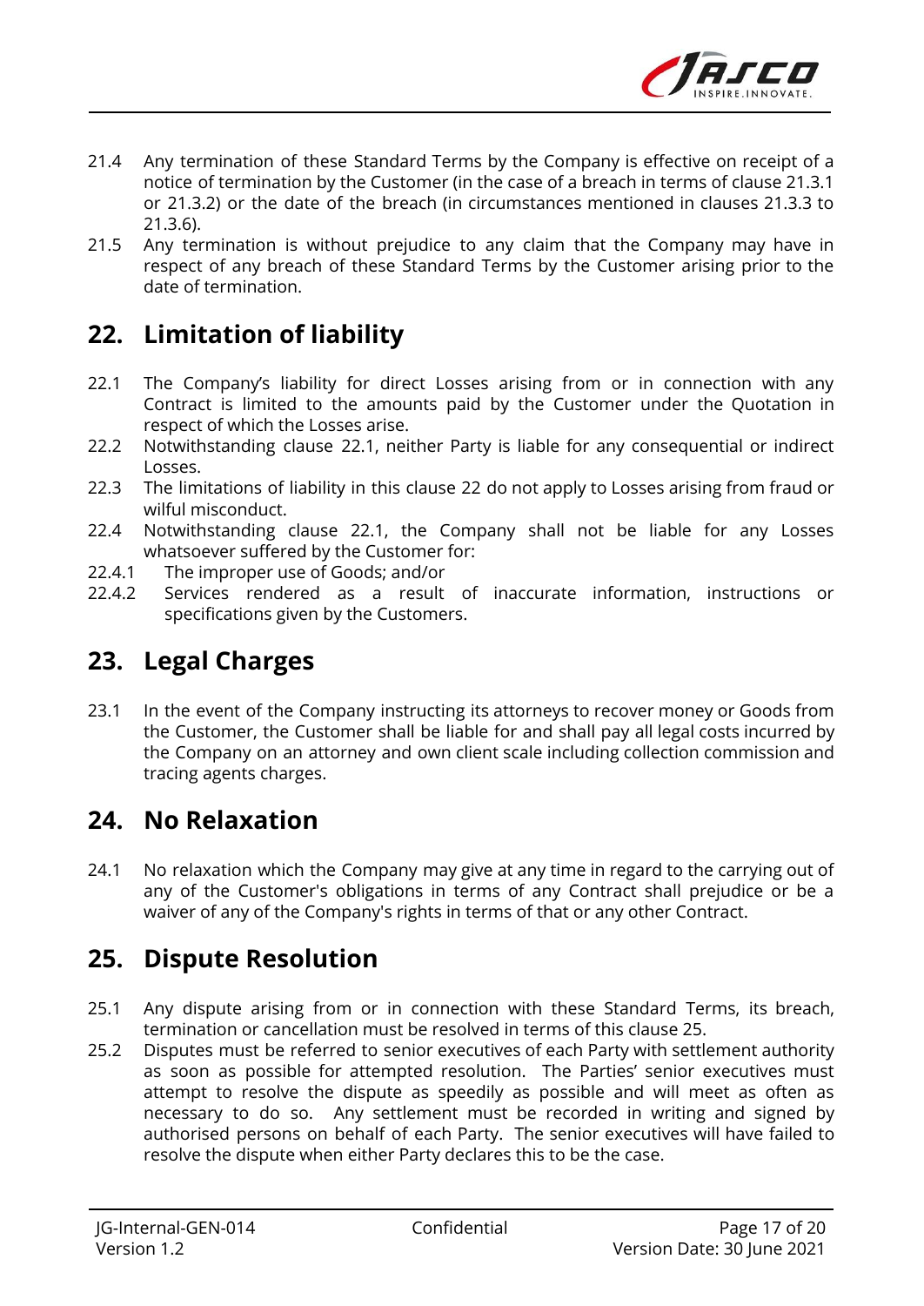21.4 Any termination of these Standard Terms by the Company is effective on receipt of a notice of termination by the Customer (in the case of a breach in terms of clause 21.3.1 or 21.3.2) or the date of the breach (in circumstances mentioned in clauses 21.3.3 to 21.3.6).

21.5 Any termination is without prejudice to any claim that the Company may have in respect of any breach of these Standard Terms by the Customer arising prior to the date of termination.

## 22. Limitation of liability

22.1 The Company's liability for direct Losses arising from or in connection with any Contract is limited to the amounts paid by the Customer under the Quotation in respect of which the Losses arise.

22.2 Notwithstanding clause 22.1, neither Party is liable for any consequential or indirect Losses.

22.3 The limitations of liability in this clause 22 do not apply to Losses arising from fraud or wilful misconduct.

22.4 Notwithstanding clause 22.1, the Company shall not be liable for any Losses whatsoever suffered by the Customer for:

22.4.1 The improper use of Goods; and/or

22.4.2 Services rendered as a result of inaccurate information, instructions or specifications given by the Customers.

## 23. Legal Charges

23.1 In the event of the Company instructing its attorneys to recover money or Goods from the Customer, the Customer shall be liable for and shall pay all legal costs incurred by the Company on an attorney and own client scale including collection commission and tracing agents charges.

## 24. No Relaxation

24.1 No relaxation which the Company may give at any time in regard to the carrying out of any of the Customer's obligations in terms of any Contract shall prejudice or be a waiver of any of the Company's rights in terms of that or any other Contract.

## 25. Dispute Resolution

25.1 Any dispute arising from or in connection with these Standard Terms, its breach, termination or cancellation must be resolved in terms of this clause 25.

25.2 Disputes must be referred to senior executives of each Party with settlement authority as soon as possible for attempted resolution. The Parties' senior executives must attempt to resolve the dispute as speedily as possible and will meet as often as necessary to do so. Any settlement must be recorded in writing and signed by authorised persons on behalf of each Party. The senior executives will have failed to resolve the dispute when either Party declares this to be the case.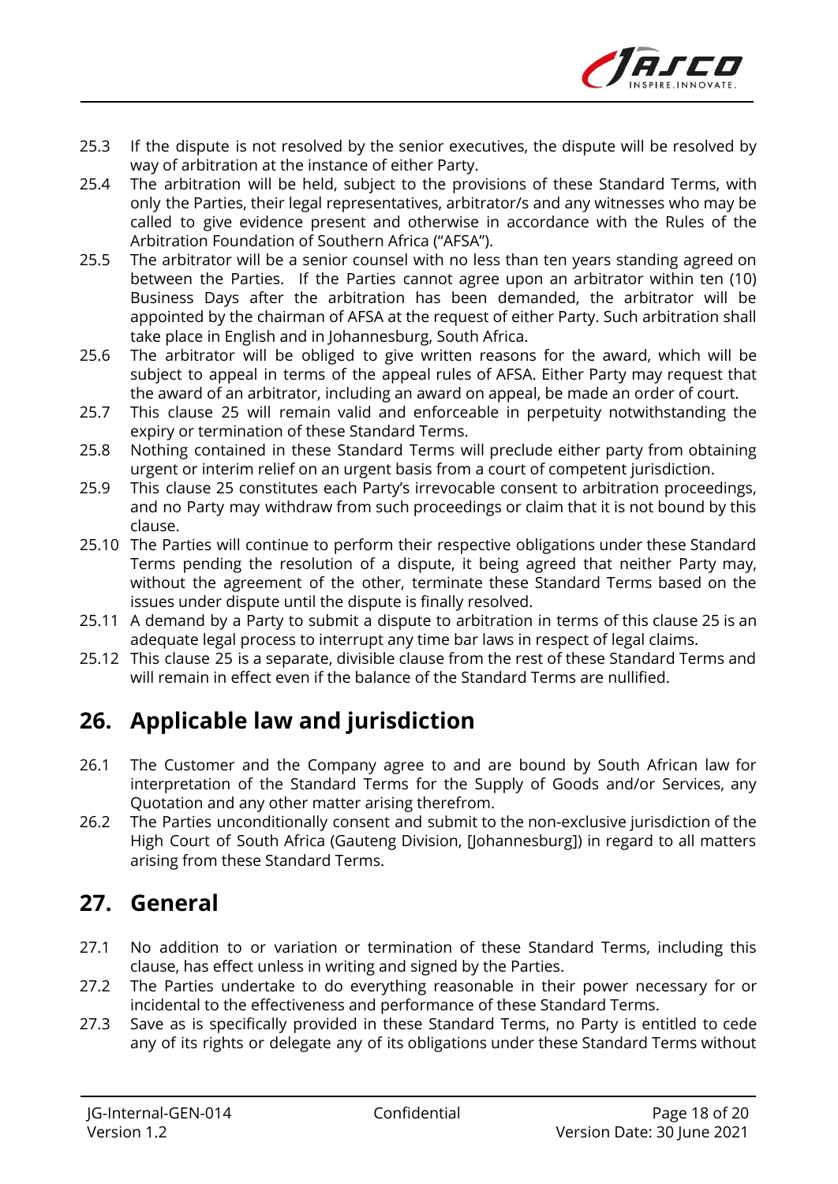25.3 If the dispute is not resolved by the senior executives, the dispute will be resolved by way of arbitration at the instance of either Party.

25.4 The arbitration will be held, subject to the provisions of these Standard Terms, with only the Parties, their legal representatives, arbitrator/s and any witnesses who may be called to give evidence present and otherwise in accordance with the Rules of the Arbitration Foundation of Southern Africa ("AFSA").

25.5 The arbitrator will be a senior counsel with no less than ten years standing agreed on between the Parties. If the Parties cannot agree upon an arbitrator within ten (10) Business Days after the arbitration has been demanded, the arbitrator will be appointed by the chairman of AFSA at the request of either Party. Such arbitration shall take place in English and in Johannesburg, South Africa.

25.6 The arbitrator will be obliged to give written reasons for the award, which will be subject to appeal in terms of the appeal rules of AFSA. Either Party may request that the award of an arbitrator, including an award on appeal, be made an order of court.

25.7 This clause 25 will remain valid and enforceable in perpetuity notwithstanding the expiry or termination of these Standard Terms.

25.8 Nothing contained in these Standard Terms will preclude either party from obtaining urgent or interim relief on an urgent basis from a court of competent jurisdiction.

25.9 This clause 25 constitutes each Party's irrevocable consent to arbitration proceedings, and no Party may withdraw from such proceedings or claim that it is not bound by this clause.

25.10 The Parties will continue to perform their respective obligations under these Standard Terms pending the resolution of a dispute, it being agreed that neither Party may, without the agreement of the other, terminate these Standard Terms based on the issues under dispute until the dispute is finally resolved.

25.11 A demand by a Party to submit a dispute to arbitration in terms of this clause 25 is an adequate legal process to interrupt any time bar laws in respect of legal claims.

25.12 This clause 25 is a separate, divisible clause from the rest of these Standard Terms and will remain in effect even if the balance of the Standard Terms are nullified.

## 26. Applicable law and jurisdiction

26.1 The Customer and the Company agree to and are bound by South African law for interpretation of the Standard Terms for the Supply of Goods and/or Services, any Quotation and any other matter arising therefrom.

26.2 The Parties unconditionally consent and submit to the non-exclusive jurisdiction of the High Court of South Africa (Gauteng Division, [Johannesburg]) in regard to all matters arising from these Standard Terms.

## 27. General

27.1 No addition to or variation or termination of these Standard Terms, including this clause, has effect unless in writing and signed by the Parties.

27.2 The Parties undertake to do everything reasonable in their power necessary for or incidental to the effectiveness and performance of these Standard Terms.

27.3 Save as is specifically provided in these Standard Terms, no Party is entitled to cede any of its rights or delegate any of its obligations under these Standard Terms without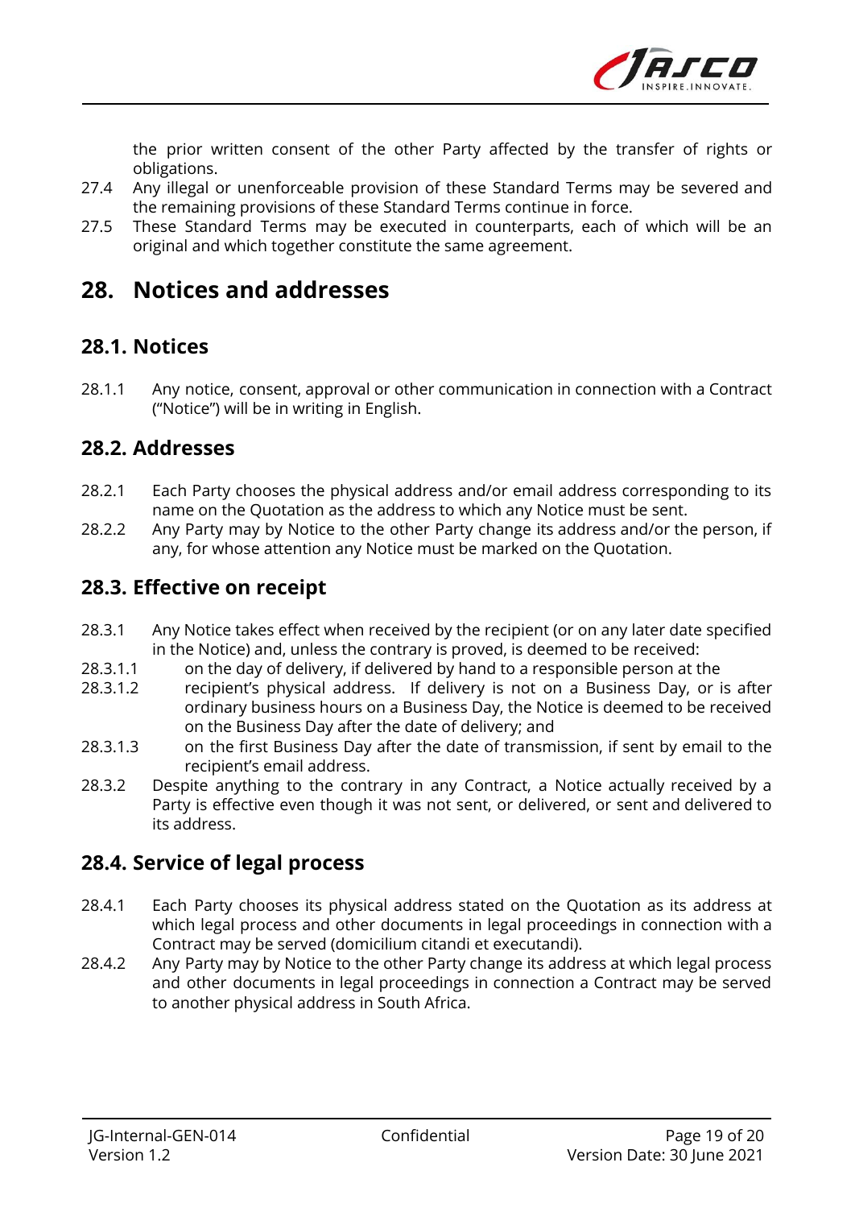the prior written consent of the other Party affected by the transfer of rights or obligations.

27.4 Any illegal or unenforceable provision of these Standard Terms may be severed and the remaining provisions of these Standard Terms continue in force.

27.5 These Standard Terms may be executed in counterparts, each of which will be an original and which together constitute the same agreement.

# 28. Notices and addresses

## 28.1. Notices

28.1.1 Any notice, consent, approval or other communication in connection with a Contract ("Notice") will be in writing in English.

## 28.2. Addresses

28.2.1 Each Party chooses the physical address and/or email address corresponding to its name on the Quotation as the address to which any Notice must be sent.

28.2.2 Any Party may by Notice to the other Party change its address and/or the person, if any, for whose attention any Notice must be marked on the Quotation.

## 28.3. Effective on receipt

28.3.1 Any Notice takes effect when received by the recipient (or on any later date specified in the Notice) and, unless the contrary is proved, is deemed to be received:

28.3.1.1 on the day of delivery, if delivered by hand to a responsible person at the

28.3.1.2 recipient's physical address. If delivery is not on a Business Day, or is after ordinary business hours on a Business Day, the Notice is deemed to be received on the Business Day after the date of delivery; and

28.3.1.3 on the first Business Day after the date of transmission, if sent by email to the recipient's email address.

28.3.2 Despite anything to the contrary in any Contract, a Notice actually received by a Party is effective even though it was not sent, or delivered, or sent and delivered to its address.

## 28.4. Service of legal process

28.4.1 Each Party chooses its physical address stated on the Quotation as its address at which legal process and other documents in legal proceedings in connection with a Contract may be served (domicilium citandi et executandi).

28.4.2 Any Party may by Notice to the other Party change its address at which legal process and other documents in legal proceedings in connection a Contract may be served to another physical address in South Africa.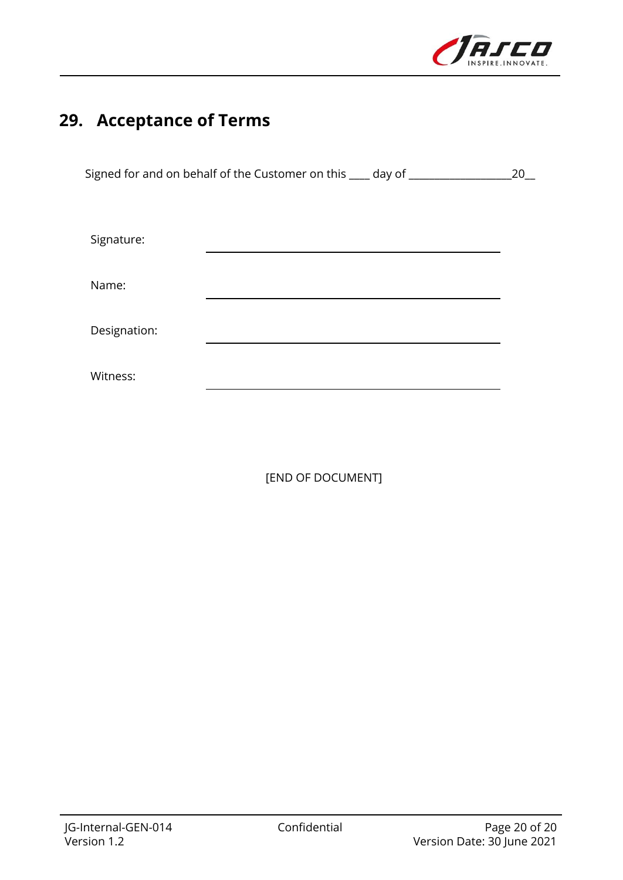## 29. Acceptance of Terms

Signed for and on behalf of the Customer on this ____ day of __________________20__

Signature: ______________________________

Name: ______________________________

Designation: ______________________________

Witness: ______________________________

[END OF DOCUMENT]